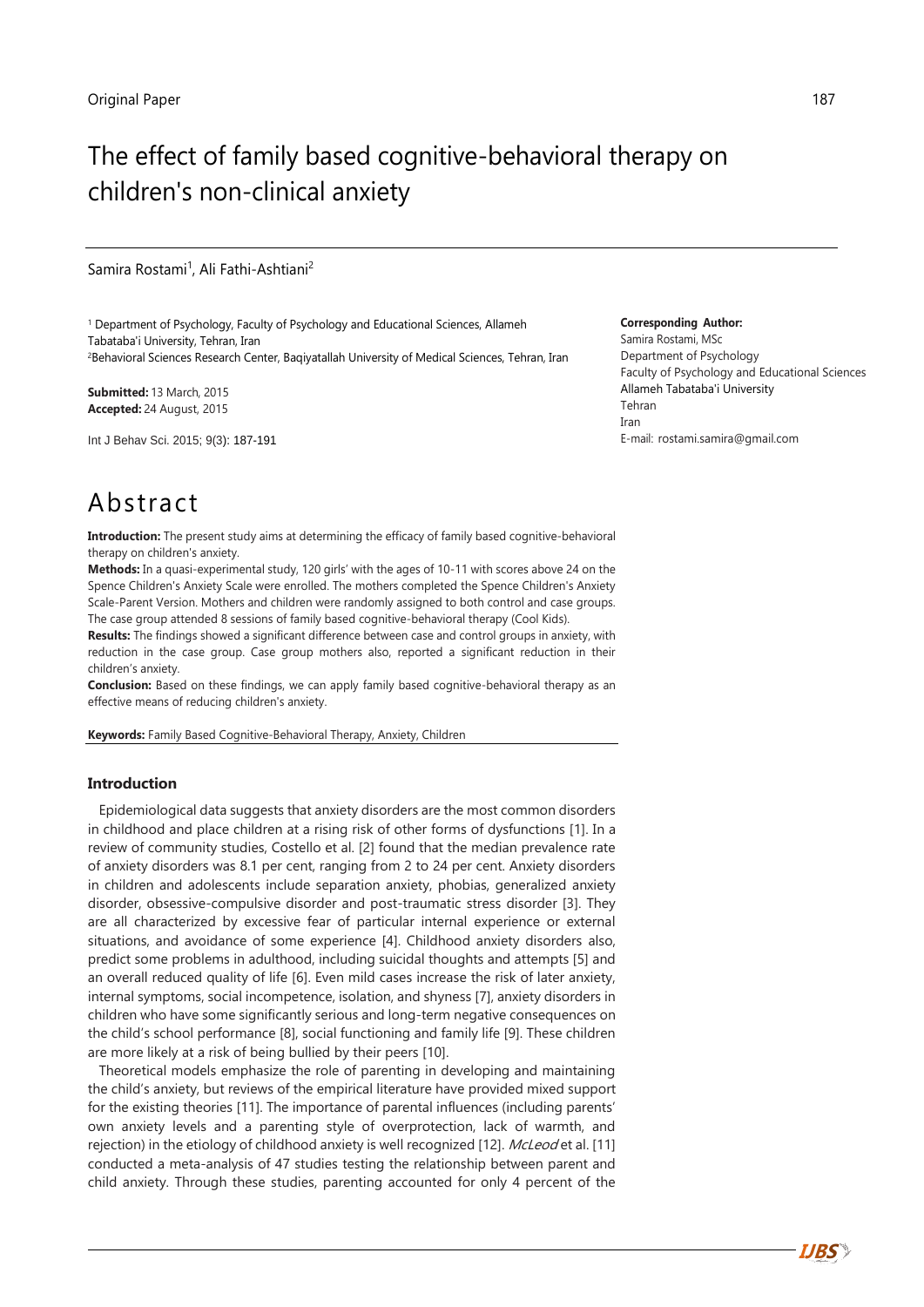Original Paper

# The effect of family based cognitive-behavioral therapy on children's non-clinical anxiety

Samira Rostami[1], Ali Fathi-Ashtiani[2]

[1] Department of Psychology, Faculty of Psychology and Educational Sciences, Allameh Tabataba'i University, Tehran, Iran
[2]Behavioral Sciences Research Center, Baqiyatallah University of Medical Sciences, Tehran, Iran

**Submitted:** 13 March, 2015
**Accepted:** 24 August, 2015

Int J Behav Sci. 2015; 9(3): 187-191

**Corresponding Author:**
Samira Rostami, MSc
Department of Psychology
Faculty of Psychology and Educational Sciences
Allameh Tabataba'i University
Tehran
Iran
E-mail: rostami.samira@gmail.com

# Abstract

**Introduction:** The present study aims at determining the efficacy of family based cognitive-behavioral therapy on children's anxiety.

**Methods:** In a quasi-experimental study, 120 girls' with the ages of 10-11 with scores above 24 on the Spence Children's Anxiety Scale were enrolled. The mothers completed the Spence Children's Anxiety Scale-Parent Version. Mothers and children were randomly assigned to both control and case groups. The case group attended 8 sessions of family based cognitive-behavioral therapy (Cool Kids).

**Results:** The findings showed a significant difference between case and control groups in anxiety, with reduction in the case group. Case group mothers also, reported a significant reduction in their children's anxiety.

**Conclusion:** Based on these findings, we can apply family based cognitive-behavioral therapy as an effective means of reducing children's anxiety.

**Keywords:** Family Based Cognitive-Behavioral Therapy, Anxiety, Children

## Introduction

Epidemiological data suggests that anxiety disorders are the most common disorders in childhood and place children at a rising risk of other forms of dysfunctions [1]. In a review of community studies, Costello et al. [2] found that the median prevalence rate of anxiety disorders was 8.1 per cent, ranging from 2 to 24 per cent. Anxiety disorders in children and adolescents include separation anxiety, phobias, generalized anxiety disorder, obsessive-compulsive disorder and post-traumatic stress disorder [3]. They are all characterized by excessive fear of particular internal experience or external situations, and avoidance of some experience [4]. Childhood anxiety disorders also, predict some problems in adulthood, including suicidal thoughts and attempts [5] and an overall reduced quality of life [6]. Even mild cases increase the risk of later anxiety, internal symptoms, social incompetence, isolation, and shyness [7], anxiety disorders in children who have some significantly serious and long-term negative consequences on the child's school performance [8], social functioning and family life [9]. These children are more likely at a risk of being bullied by their peers [10].

Theoretical models emphasize the role of parenting in developing and maintaining the child's anxiety, but reviews of the empirical literature have provided mixed support for the existing theories [11]. The importance of parental influences (including parents' own anxiety levels and a parenting style of overprotection, lack of warmth, and rejection) in the etiology of childhood anxiety is well recognized [12]. *McLeod* et al. [11] conducted a meta-analysis of 47 studies testing the relationship between parent and child anxiety. Through these studies, parenting accounted for only 4 percent of the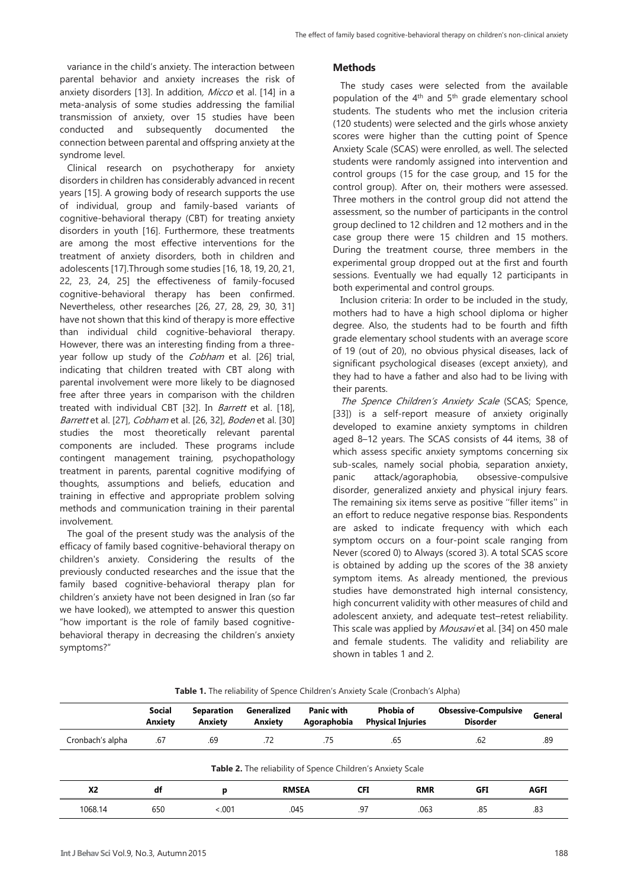variance in the child's anxiety. The interaction between parental behavior and anxiety increases the risk of anxiety disorders [13]. In addition, *Micco* et al. [14] in a meta-analysis of some studies addressing the familial transmission of anxiety, over 15 studies have been conducted and subsequently documented the connection between parental and offspring anxiety at the syndrome level.

Clinical research on psychotherapy for anxiety disorders in children has considerably advanced in recent years [15]. A growing body of research supports the use of individual, group and family-based variants of cognitive-behavioral therapy (CBT) for treating anxiety disorders in youth [16]. Furthermore, these treatments are among the most effective interventions for the treatment of anxiety disorders, both in children and adolescents [17].Through some studies [16, 18, 19, 20, 21, 22, 23, 24, 25] the effectiveness of family-focused cognitive-behavioral therapy has been confirmed. Nevertheless, other researches [26, 27, 28, 29, 30, 31] have not shown that this kind of therapy is more effective than individual child cognitive-behavioral therapy. However, there was an interesting finding from a three-year follow up study of the *Cobham* et al. [26] trial, indicating that children treated with CBT along with parental involvement were more likely to be diagnosed free after three years in comparison with the children treated with individual CBT [32]. In *Barrett* et al. [18], *Barrett* et al. [27], *Cobham* et al. [26, 32], *Boden* et al. [30] studies the most theoretically relevant parental components are included. These programs include contingent management training, psychopathology treatment in parents, parental cognitive modifying of thoughts, assumptions and beliefs, education and training in effective and appropriate problem solving methods and communication training in their parental involvement.

The goal of the present study was the analysis of the efficacy of family based cognitive-behavioral therapy on children's anxiety. Considering the results of the previously conducted researches and the issue that the family based cognitive-behavioral therapy plan for children's anxiety have not been designed in Iran (so far we have looked), we attempted to answer this question "how important is the role of family based cognitive-behavioral therapy in decreasing the children's anxiety symptoms?"

## Methods

The study cases were selected from the available population of the 4th and 5th grade elementary school students. The students who met the inclusion criteria (120 students) were selected and the girls whose anxiety scores were higher than the cutting point of Spence Anxiety Scale (SCAS) were enrolled, as well. The selected students were randomly assigned into intervention and control groups (15 for the case group, and 15 for the control group). After on, their mothers were assessed. Three mothers in the control group did not attend the assessment, so the number of participants in the control group declined to 12 children and 12 mothers and in the case group there were 15 children and 15 mothers. During the treatment course, three members in the experimental group dropped out at the first and fourth sessions. Eventually we had equally 12 participants in both experimental and control groups.

Inclusion criteria: In order to be included in the study, mothers had to have a high school diploma or higher degree. Also, the students had to be fourth and fifth grade elementary school students with an average score of 19 (out of 20), no obvious physical diseases, lack of significant psychological diseases (except anxiety), and they had to have a father and also had to be living with their parents.

*The Spence Children's Anxiety Scale* (SCAS; Spence, [33]) is a self-report measure of anxiety originally developed to examine anxiety symptoms in children aged 8–12 years. The SCAS consists of 44 items, 38 of which assess specific anxiety symptoms concerning six sub-scales, namely social phobia, separation anxiety, panic attack/agoraphobia, obsessive-compulsive disorder, generalized anxiety and physical injury fears. The remaining six items serve as positive ''filler items'' in an effort to reduce negative response bias. Respondents are asked to indicate frequency with which each symptom occurs on a four-point scale ranging from Never (scored 0) to Always (scored 3). A total SCAS score is obtained by adding up the scores of the 38 anxiety symptom items. As already mentioned, the previous studies have demonstrated high internal consistency, high concurrent validity with other measures of child and adolescent anxiety, and adequate test–retest reliability. This scale was applied by *Mousavi* et al. [34] on 450 male and female students. The validity and reliability are shown in tables 1 and 2.

**Table 1.** The reliability of Spence Children's Anxiety Scale (Cronbach's Alpha)

| | Social Anxiety | Separation Anxiety | Generalized Anxiety | Panic with Agoraphobia | Phobia of Physical Injuries | Obsessive-Compulsive Disorder | General |
|---|---|---|---|---|---|---|---|
| Cronbach's alpha | .67 | .69 | .72 | .75 | .65 | .62 | .89 |

**Table 2.** The reliability of Spence Children's Anxiety Scale

| X2 | df | p | RMSEA | CFI | RMR | GFI | AGFI |
|---|---|---|---|---|---|---|---|
| 1068.14 | 650 | <.001 | .045 | .97 | .063 | .85 | .83 |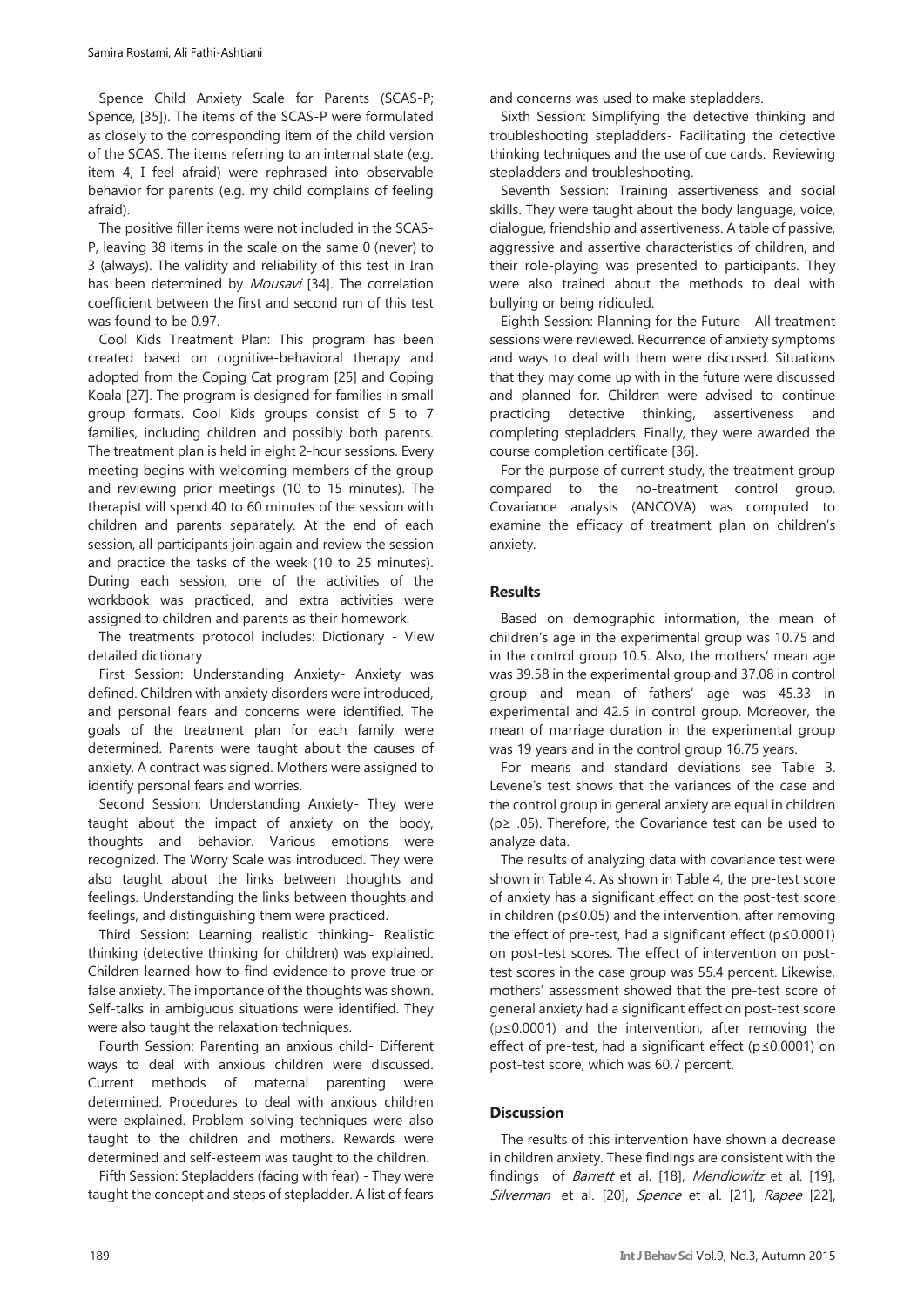Spence Child Anxiety Scale for Parents (SCAS-P; Spence, [35]). The items of the SCAS-P were formulated as closely to the corresponding item of the child version of the SCAS. The items referring to an internal state (e.g. item 4, I feel afraid) were rephrased into observable behavior for parents (e.g. my child complains of feeling afraid).

The positive filler items were not included in the SCAS-P, leaving 38 items in the scale on the same 0 (never) to 3 (always). The validity and reliability of this test in Iran has been determined by *Mousavi* [34]. The correlation coefficient between the first and second run of this test was found to be 0.97.

Cool Kids Treatment Plan: This program has been created based on cognitive-behavioral therapy and adopted from the Coping Cat program [25] and Coping Koala [27]. The program is designed for families in small group formats. Cool Kids groups consist of 5 to 7 families, including children and possibly both parents. The treatment plan is held in eight 2-hour sessions. Every meeting begins with welcoming members of the group and reviewing prior meetings (10 to 15 minutes). The therapist will spend 40 to 60 minutes of the session with children and parents separately. At the end of each session, all participants join again and review the session and practice the tasks of the week (10 to 25 minutes). During each session, one of the activities of the workbook was practiced, and extra activities were assigned to children and parents as their homework.

The treatments protocol includes: Dictionary - View detailed dictionary

First Session: Understanding Anxiety- Anxiety was defined. Children with anxiety disorders were introduced, and personal fears and concerns were identified. The goals of the treatment plan for each family were determined. Parents were taught about the causes of anxiety. A contract was signed. Mothers were assigned to identify personal fears and worries.

Second Session: Understanding Anxiety- They were taught about the impact of anxiety on the body, thoughts and behavior. Various emotions were recognized. The Worry Scale was introduced. They were also taught about the links between thoughts and feelings. Understanding the links between thoughts and feelings, and distinguishing them were practiced.

Third Session: Learning realistic thinking- Realistic thinking (detective thinking for children) was explained. Children learned how to find evidence to prove true or false anxiety. The importance of the thoughts was shown. Self-talks in ambiguous situations were identified. They were also taught the relaxation techniques.

Fourth Session: Parenting an anxious child- Different ways to deal with anxious children were discussed. Current methods of maternal parenting were determined. Procedures to deal with anxious children were explained. Problem solving techniques were also taught to the children and mothers. Rewards were determined and self-esteem was taught to the children.

Fifth Session: Stepladders (facing with fear) - They were taught the concept and steps of stepladder. A list of fears and concerns was used to make stepladders.

Sixth Session: Simplifying the detective thinking and troubleshooting stepladders- Facilitating the detective thinking techniques and the use of cue cards. Reviewing stepladders and troubleshooting.

Seventh Session: Training assertiveness and social skills. They were taught about the body language, voice, dialogue, friendship and assertiveness. A table of passive, aggressive and assertive characteristics of children, and their role-playing was presented to participants. They were also trained about the methods to deal with bullying or being ridiculed.

Eighth Session: Planning for the Future - All treatment sessions were reviewed. Recurrence of anxiety symptoms and ways to deal with them were discussed. Situations that they may come up with in the future were discussed and planned for. Children were advised to continue practicing detective thinking, assertiveness and completing stepladders. Finally, they were awarded the course completion certificate [36].

For the purpose of current study, the treatment group compared to the no-treatment control group. Covariance analysis (ANCOVA) was computed to examine the efficacy of treatment plan on children's anxiety.

## Results

Based on demographic information, the mean of children's age in the experimental group was 10.75 and in the control group 10.5. Also, the mothers' mean age was 39.58 in the experimental group and 37.08 in control group and mean of fathers' age was 45.33 in experimental and 42.5 in control group. Moreover, the mean of marriage duration in the experimental group was 19 years and in the control group 16.75 years.

For means and standard deviations see Table 3. Levene's test shows that the variances of the case and the control group in general anxiety are equal in children ($p \geq .05$). Therefore, the Covariance test can be used to analyze data.

The results of analyzing data with covariance test were shown in Table 4. As shown in Table 4, the pre-test score of anxiety has a significant effect on the post-test score in children ($p \leq 0.05$) and the intervention, after removing the effect of pre-test, had a significant effect ($p \leq 0.0001$) on post-test scores. The effect of intervention on post-test scores in the case group was 55.4 percent. Likewise, mothers' assessment showed that the pre-test score of general anxiety had a significant effect on post-test score ($p \leq 0.0001$) and the intervention, after removing the effect of pre-test, had a significant effect ($p \leq 0.0001$) on post-test score, which was 60.7 percent.

## Discussion

The results of this intervention have shown a decrease in children anxiety. These findings are consistent with the findings of *Barrett* et al. [18], *Mendlowitz* et al. [19], *Silverman* et al. [20], *Spence* et al. [21], *Rapee* [22],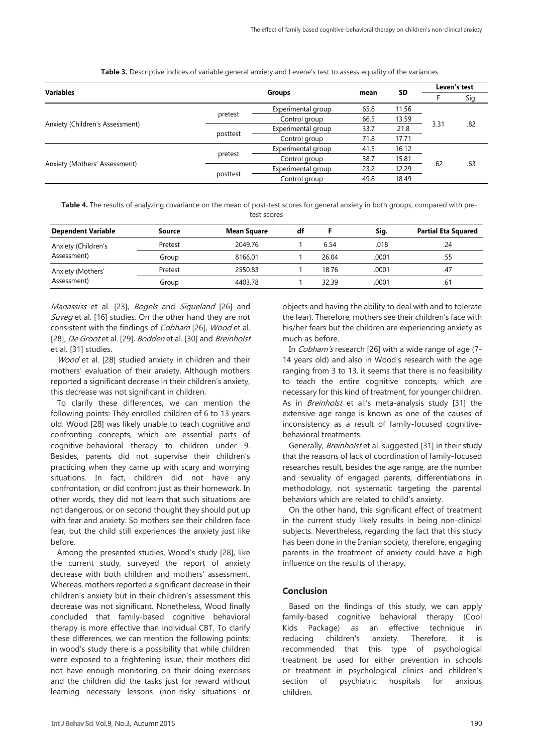**Table 3.** Descriptive indices of variable general anxiety and Levene's test to assess equality of the variances

| Variables | | Groups | mean | SD | Leven's test | |
|---|---|---|---|---|---|---|
| | | | | | F | Sig. |
| Anxiety (Children's Assessment) | pretest | Experimental group | 65.8 | 11.56 | 3.31 | .82 |
| | | Control group | 66.5 | 13.59 | | |
| | posttest | Experimental group | 33.7 | 21.8 | | |
| | | Control group | 71.8 | 17.71 | | |
| Anxiety (Mothers' Assessment) | pretest | Experimental group | 41.5 | 16.12 | .62 | .63 |
| | | Control group | 38.7 | 15.81 | | |
| | posttest | Experimental group | 23.2 | 12.29 | | |
| | | Control group | 49.8 | 18.49 | | |

**Table 4.** The results of analyzing covariance on the mean of post-test scores for general anxiety in both groups, compared with pre-test scores

| Dependent Variable | Source | Mean Square | df | F | Sig. | Partial Eta Squared |
|---|---|---|---|---|---|---|
| Anxiety (Children's Assessment) | Pretest | 2049.76 | 1 | 6.54 | .018 | .24 |
| | Group | 8166.01 | 1 | 26.04 | .0001 | .55 |
| Anxiety (Mothers' Assessment) | Pretest | 2550.83 | 1 | 18.76 | .0001 | .47 |
| | Group | 4403.78 | 1 | 32.39 | .0001 | .61 |

*Manassiss* et al. [23], *Bogels* and *Siqueland* [26] and *Suveg* et al. [16] studies. On the other hand they are not consistent with the findings of *Cobham* [26], *Wood* et al. [28], *De Groot* et al. [29], *Bodden* et al. [30] and *Breinholst* et al. [31] studies.

*Wood* et al. [28] studied anxiety in children and their mothers' evaluation of their anxiety. Although mothers reported a significant decrease in their children's anxiety, this decrease was not significant in children.

To clarify these differences, we can mention the following points: They enrolled children of 6 to 13 years old. Wood [28] was likely unable to teach cognitive and confronting concepts, which are essential parts of cognitive-behavioral therapy to children under 9. Besides, parents did not supervise their children's practicing when they came up with scary and worrying situations. In fact, children did not have any confrontation, or did confront just as their homework. In other words, they did not learn that such situations are not dangerous, or on second thought they should put up with fear and anxiety. So mothers see their children face fear, but the child still experiences the anxiety just like before.

Among the presented studies, Wood's study [28], like the current study, surveyed the report of anxiety decrease with both children and mothers' assessment. Whereas, mothers reported a significant decrease in their children's anxiety but in their children's assessment this decrease was not significant. Nonetheless, Wood finally concluded that family-based cognitive behavioral therapy is more effective than individual CBT. To clarify these differences, we can mention the following points: in wood's study there is a possibility that while children were exposed to a frightening issue, their mothers did not have enough monitoring on their doing exercises and the children did the tasks just for reward without learning necessary lessons (non-risky situations or objects and having the ability to deal with and to tolerate the fear). Therefore, mothers see their children's face with his/her fears but the children are experiencing anxiety as much as before.

In *Cobham's* research [26] with a wide range of age (7-14 years old) and also in Wood's research with the age ranging from 3 to 13, it seems that there is no feasibility to teach the entire cognitive concepts, which are necessary for this kind of treatment, for younger children. As in *Breinholst* et al.'s meta-analysis study [31] the extensive age range is known as one of the causes of inconsistency as a result of family-focused cognitive-behavioral treatments.

Generally, *Breinholst* et al. suggested [31] in their study that the reasons of lack of coordination of family-focused researches result, besides the age range, are the number and sexuality of engaged parents, differentiations in methodology, not systematic targeting the parental behaviors which are related to child's anxiety.

On the other hand, this significant effect of treatment in the current study likely results in being non-clinical subjects. Nevertheless, regarding the fact that this study has been done in the Iranian society; therefore, engaging parents in the treatment of anxiety could have a high influence on the results of therapy.

## Conclusion

Based on the findings of this study, we can apply family-based cognitive behavioral therapy (Cool Kids Package) as an effective technique in reducing children's anxiety. Therefore, it is recommended that this type of psychological treatment be used for either prevention in schools or treatment in psychological clinics and children's section of psychiatric hospitals for anxious children.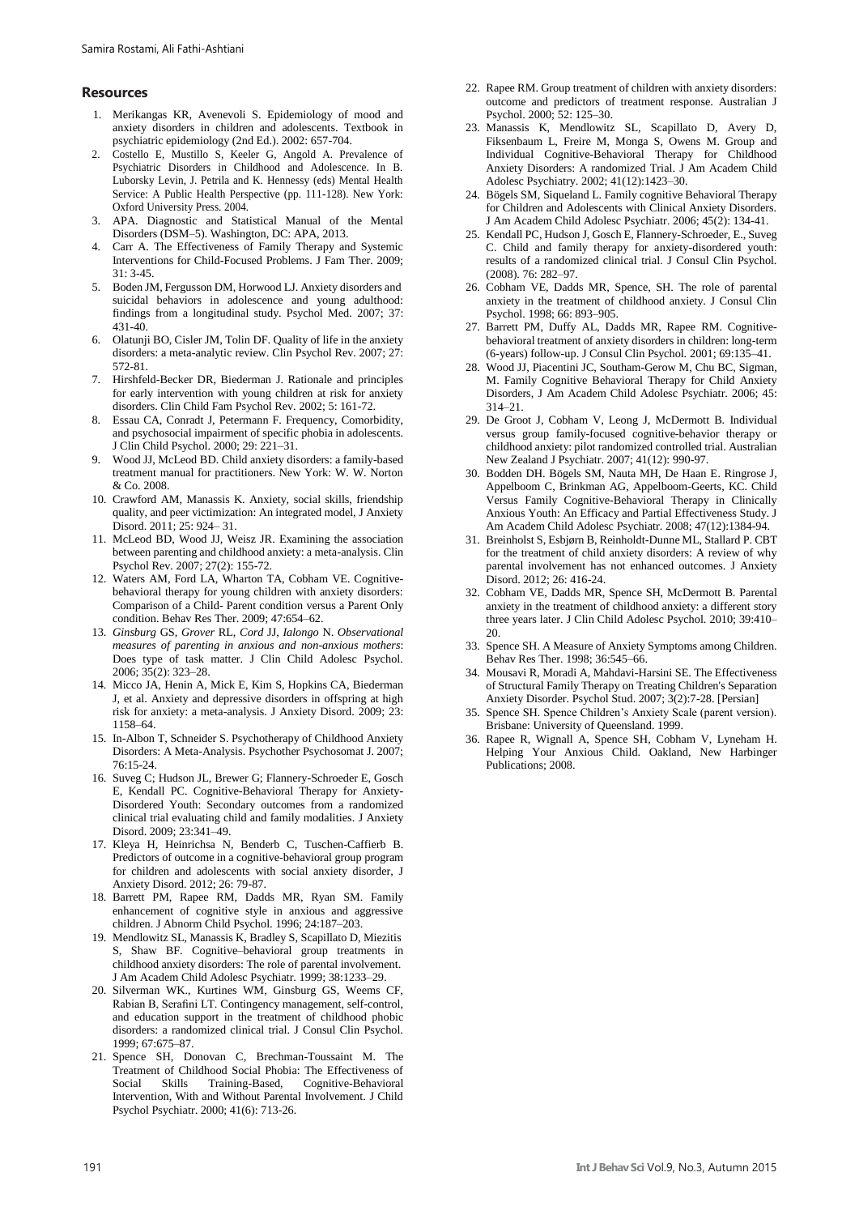## Resources

1. Merikangas KR, Avenevoli S. Epidemiology of mood and anxiety disorders in children and adolescents. Textbook in psychiatric epidemiology (2nd Ed.). 2002: 657-704.
2. Costello E, Mustillo S, Keeler G, Angold A. Prevalence of Psychiatric Disorders in Childhood and Adolescence. In B. Luborsky Levin, J. Petrila and K. Hennessy (eds) Mental Health Service: A Public Health Perspective (pp. 111-128). New York: Oxford University Press. 2004.
3. APA. Diagnostic and Statistical Manual of the Mental Disorders (DSM–5). Washington, DC: APA, 2013.
4. Carr A. The Effectiveness of Family Therapy and Systemic Interventions for Child-Focused Problems. J Fam Ther. 2009; 31: 3-45.
5. Boden JM, Fergusson DM, Horwood LJ. Anxiety disorders and suicidal behaviors in adolescence and young adulthood: findings from a longitudinal study. Psychol Med. 2007; 37: 431-40.
6. Olatunji BO, Cisler JM, Tolin DF. Quality of life in the anxiety disorders: a meta-analytic review. Clin Psychol Rev. 2007; 27: 572-81.
7. Hirshfeld-Becker DR, Biederman J. Rationale and principles for early intervention with young children at risk for anxiety disorders. Clin Child Fam Psychol Rev. 2002; 5: 161-72.
8. Essau CA, Conradt J, Petermann F. Frequency, Comorbidity, and psychosocial impairment of specific phobia in adolescents. J Clin Child Psychol. 2000; 29: 221–31.
9. Wood JJ, McLeod BD. Child anxiety disorders: a family-based treatment manual for practitioners. New York: W. W. Norton & Co. 2008.
10. Crawford AM, Manassis K. Anxiety, social skills, friendship quality, and peer victimization: An integrated model, J Anxiety Disord. 2011; 25: 924– 31.
11. McLeod BD, Wood JJ, Weisz JR. Examining the association between parenting and childhood anxiety: a meta-analysis. Clin Psychol Rev. 2007; 27(2): 155-72.
12. Waters AM, Ford LA, Wharton TA, Cobham VE. Cognitive-behavioral therapy for young children with anxiety disorders: Comparison of a Child- Parent condition versus a Parent Only condition. Behav Res Ther. 2009; 47:654–62.
13. *Ginsburg* GS, *Grover* RL, *Cord* JJ, *Ialongo* N. *Observational measures of parenting in anxious and non-anxious mothers*: Does type of task matter. J Clin Child Adolesc Psychol. 2006; 35(2): 323–28.
14. Micco JA, Henin A, Mick E, Kim S, Hopkins CA, Biederman J, et al. Anxiety and depressive disorders in offspring at high risk for anxiety: a meta-analysis. J Anxiety Disord. 2009; 23: 1158–64.
15. In-Albon T, Schneider S. Psychotherapy of Childhood Anxiety Disorders: A Meta-Analysis. Psychother Psychosomat J. 2007; 76:15-24.
16. Suveg C; Hudson JL, Brewer G; Flannery-Schroeder E, Gosch E, Kendall PC. Cognitive-Behavioral Therapy for Anxiety-Disordered Youth: Secondary outcomes from a randomized clinical trial evaluating child and family modalities. J Anxiety Disord. 2009; 23:341–49.
17. Kleya H, Heinrichsa N, Benderb C, Tuschen-Caffierb B. Predictors of outcome in a cognitive-behavioral group program for children and adolescents with social anxiety disorder, J Anxiety Disord. 2012; 26: 79-87.
18. Barrett PM, Rapee RM, Dadds MR, Ryan SM. Family enhancement of cognitive style in anxious and aggressive children. J Abnorm Child Psychol. 1996; 24:187–203.
19. Mendlowitz SL, Manassis K, Bradley S, Scapillato D, Miezitis S, Shaw BF. Cognitive–behavioral group treatments in childhood anxiety disorders: The role of parental involvement. J Am Academ Child Adolesc Psychiatr. 1999; 38:1233–29.
20. Silverman WK., Kurtines WM, Ginsburg GS, Weems CF, Rabian B, Serafini LT. Contingency management, self-control, and education support in the treatment of childhood phobic disorders: a randomized clinical trial. J Consul Clin Psychol. 1999; 67:675–87.
21. Spence SH, Donovan C, Brechman-Toussaint M. The Treatment of Childhood Social Phobia: The Effectiveness of Social Skills Training-Based, Cognitive-Behavioral Intervention, With and Without Parental Involvement. J Child Psychol Psychiatr. 2000; 41(6): 713-26.
22. Rapee RM. Group treatment of children with anxiety disorders: outcome and predictors of treatment response. Australian J Psychol. 2000; 52: 125–30.
23. Manassis K, Mendlowitz SL, Scapillato D, Avery D, Fiksenbaum L, Freire M, Monga S, Owens M. Group and Individual Cognitive-Behavioral Therapy for Childhood Anxiety Disorders: A randomized Trial. J Am Academ Child Adolesc Psychiatry. 2002; 41(12):1423–30.
24. Bögels SM, Siqueland L. Family cognitive Behavioral Therapy for Children and Adolescents with Clinical Anxiety Disorders. J Am Academ Child Adolesc Psychiatr. 2006; 45(2): 134-41.
25. Kendall PC, Hudson J, Gosch E, Flannery-Schroeder, E., Suveg C. Child and family therapy for anxiety-disordered youth: results of a randomized clinical trial. J Consul Clin Psychol. (2008). 76: 282–97.
26. Cobham VE, Dadds MR, Spence, SH. The role of parental anxiety in the treatment of childhood anxiety. J Consul Clin Psychol. 1998; 66: 893–905.
27. Barrett PM, Duffy AL, Dadds MR, Rapee RM. Cognitive-behavioral treatment of anxiety disorders in children: long-term (6-years) follow-up. J Consul Clin Psychol. 2001; 69:135–41.
28. Wood JJ, Piacentini JC, Southam-Gerow M, Chu BC, Sigman, M. Family Cognitive Behavioral Therapy for Child Anxiety Disorders, J Am Academ Child Adolesc Psychiatr. 2006; 45: 314–21.
29. De Groot J, Cobham V, Leong J, McDermott B. Individual versus group family-focused cognitive-behavior therapy or childhood anxiety: pilot randomized controlled trial. Australian New Zealand J Psychiatr. 2007; 41(12): 990-97.
30. Bodden DH. Bögels SM, Nauta MH, De Haan E. Ringrose J, Appelboom C, Brinkman AG, Appelboom-Geerts, KC. Child Versus Family Cognitive-Behavioral Therapy in Clinically Anxious Youth: An Efficacy and Partial Effectiveness Study. J Am Academ Child Adolesc Psychiatr. 2008; 47(12):1384-94.
31. Breinholst S, Esbjørn B, Reinholdt-Dunne ML, Stallard P. CBT for the treatment of child anxiety disorders: A review of why parental involvement has not enhanced outcomes. J Anxiety Disord. 2012; 26: 416-24.
32. Cobham VE, Dadds MR, Spence SH, McDermott B. Parental anxiety in the treatment of childhood anxiety: a different story three years later. J Clin Child Adolesc Psychol. 2010; 39:410–20.
33. Spence SH. A Measure of Anxiety Symptoms among Children. Behav Res Ther. 1998; 36:545–66.
34. Mousavi R, Moradi A, Mahdavi-Harsini SE. The Effectiveness of Structural Family Therapy on Treating Children's Separation Anxiety Disorder. Psychol Stud. 2007; 3(2):7-28. [Persian]
35. Spence SH. Spence Children's Anxiety Scale (parent version). Brisbane: University of Queensland. 1999.
36. Rapee R, Wignall A, Spence SH, Cobham V, Lyneham H. Helping Your Anxious Child. Oakland, New Harbinger Publications; 2008.